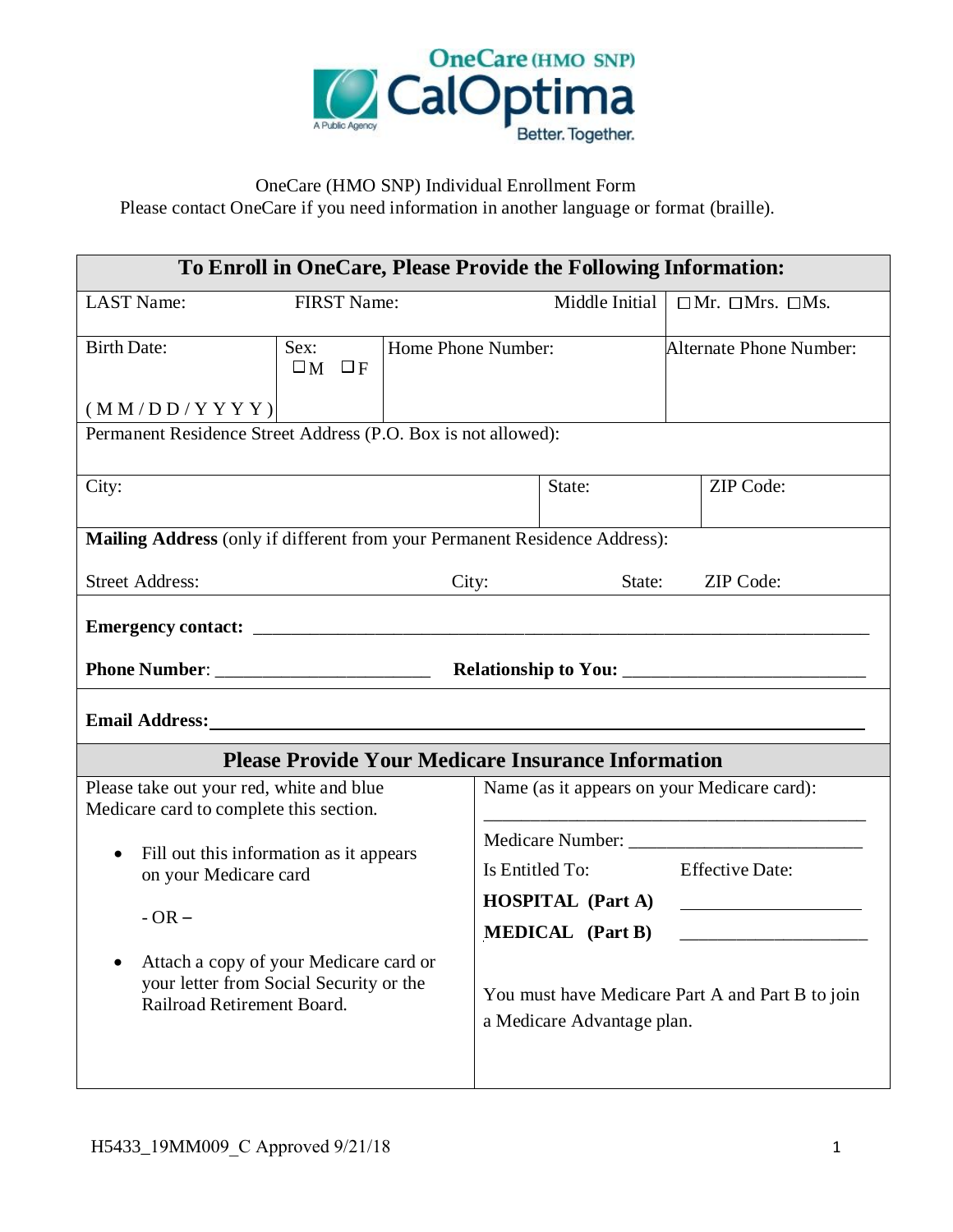OneCare (HMO SNP) CalOptima

A Public Agency

Better. Together.

OneCare (HMO SNP) Individual Enrollment Form

Please contact OneCare if you need information in another language or format (braille).

## To Enroll in OneCare, Please Provide the Following Information:

| LAST Name: | FIRST Name: | Middle Initial | ☐Mr. ☐Mrs. ☐Ms. |
|---|---|---|---|
| Birth Date: (M M / D D / Y Y Y Y) | Sex: ☐M ☐F | Home Phone Number: | Alternate Phone Number: |

Permanent Residence Street Address (P.O. Box is not allowed):

| City: | State: | ZIP Code: |
|---|---|---|

**Mailing Address** (only if different from your Permanent Residence Address):

Street Address: City: State: ZIP Code:

**Emergency contact:** ______________________________________________

**Phone Number**: ______________________ **Relationship to You:** ______________________

**Email Address:** ______________________________________________

## Please Provide Your Medicare Insurance Information

Please take out your red, white and blue Medicare card to complete this section.

- Fill out this information as it appears on your Medicare card

 - OR –

- Attach a copy of your Medicare card or your letter from Social Security or the Railroad Retirement Board.

Name (as it appears on your Medicare card):

______________________________________________

Medicare Number: ______________________

| Is Entitled To: | Effective Date: |
|---|---|
| **HOSPITAL (Part A)** | ____________________ |
| **MEDICAL (Part B)** | ____________________ |

You must have Medicare Part A and Part B to join a Medicare Advantage plan.

H5433_19MM009_C Approved 9/21/18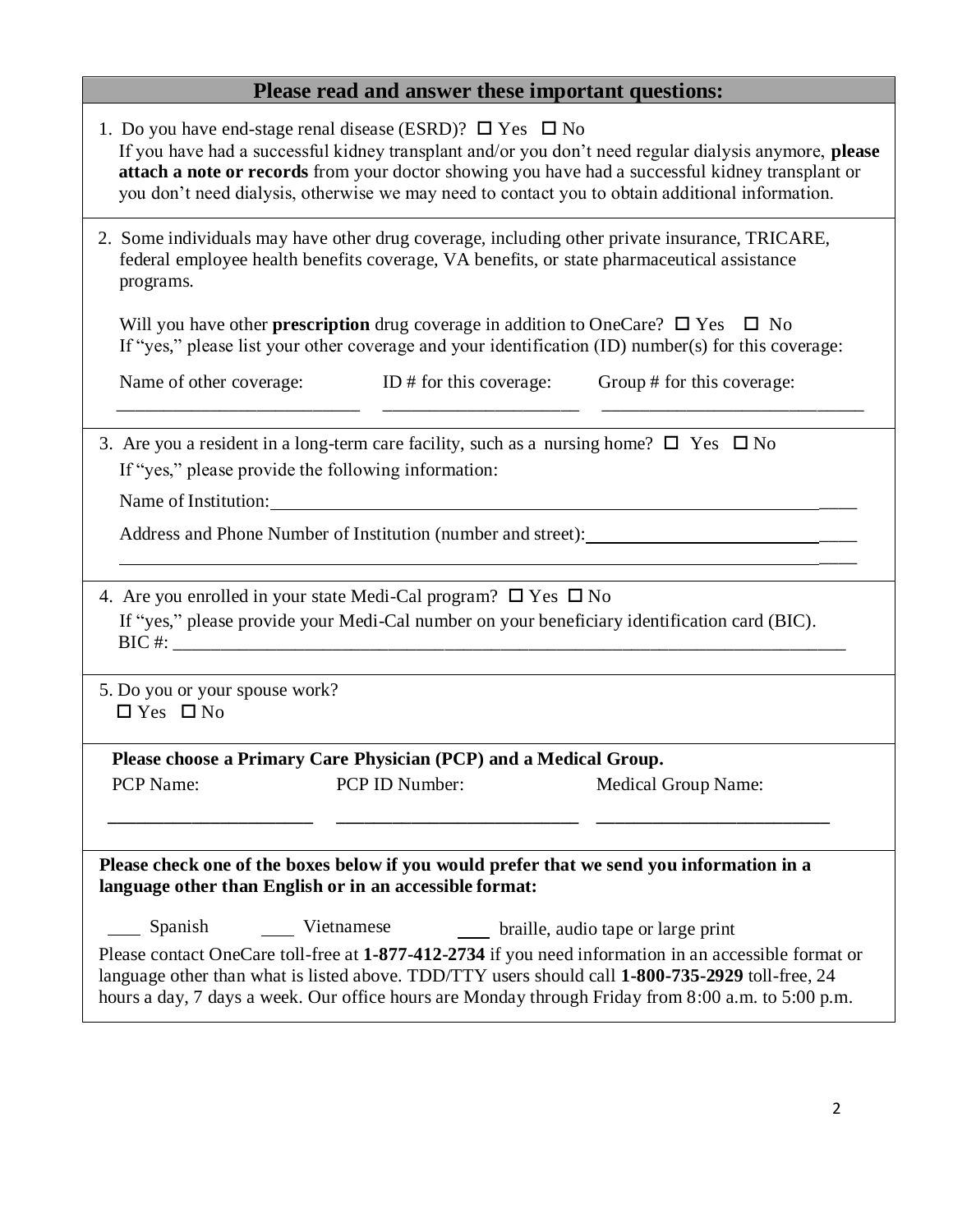## Please read and answer these important questions:

1. Do you have end-stage renal disease (ESRD)? ☐ Yes ☐ No
   If you have had a successful kidney transplant and/or you don't need regular dialysis anymore, **please attach a note or records** from your doctor showing you have had a successful kidney transplant or you don't need dialysis, otherwise we may need to contact you to obtain additional information.

2. Some individuals may have other drug coverage, including other private insurance, TRICARE, federal employee health benefits coverage, VA benefits, or state pharmaceutical assistance programs.

   Will you have other **prescription** drug coverage in addition to OneCare? ☐ Yes ☐ No
   If "yes," please list your other coverage and your identification (ID) number(s) for this coverage:

   | Name of other coverage: | ID # for this coverage: | Group # for this coverage: |
   |---|---|---|
   | ____________________________ | _______________________ | ______________________________ |

3. Are you a resident in a long-term care facility, such as a nursing home? ☐ Yes ☐ No
   If "yes," please provide the following information:

   Name of Institution: ____________________________________________________________________

   Address and Phone Number of Institution (number and street): ______________________________
   ________________________________________________________________________________________

4. Are you enrolled in your state Medi-Cal program? ☐ Yes ☐ No
   If "yes," please provide your Medi-Cal number on your beneficiary identification card (BIC).
   BIC #: ________________________________________________________________________________

5. Do you or your spouse work?
   ☐ Yes ☐ No

**Please choose a Primary Care Physician (PCP) and a Medical Group.**

| PCP Name: | PCP ID Number: | Medical Group Name: |
|---|---|---|
| _______________________ | ___________________________ | __________________________ |

**Please check one of the boxes below if you would prefer that we send you information in a language other than English or in an accessible format:**

___ Spanish ___ Vietnamese ___ braille, audio tape or large print

Please contact OneCare toll-free at **1-877-412-2734** if you need information in an accessible format or language other than what is listed above. TDD/TTY users should call **1-800-735-2929** toll-free, 24 hours a day, 7 days a week. Our office hours are Monday through Friday from 8:00 a.m. to 5:00 p.m.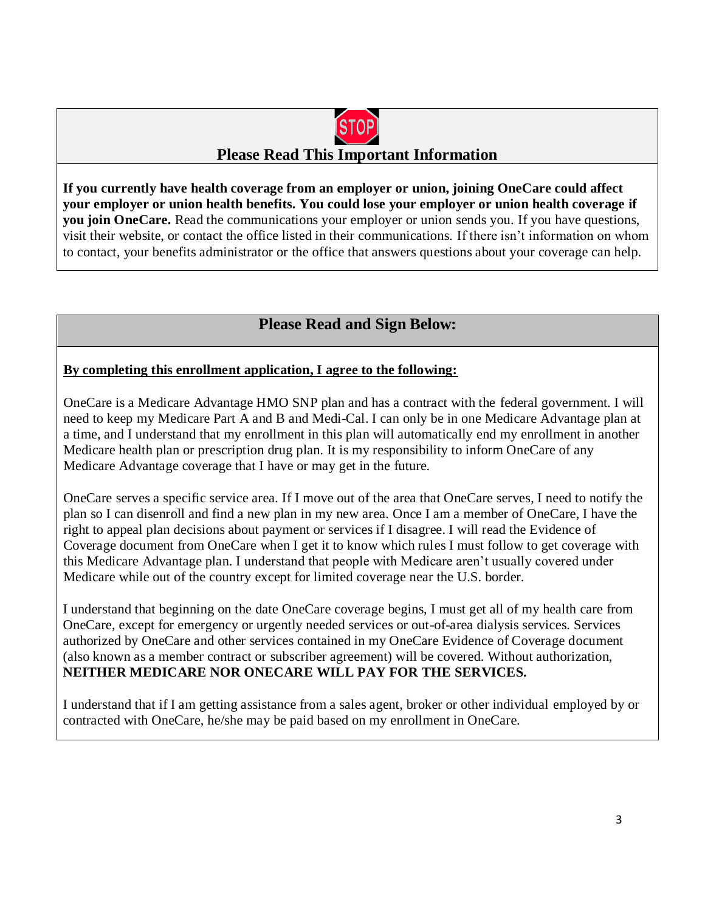## Please Read This Important Information

**If you currently have health coverage from an employer or union, joining OneCare could affect your employer or union health benefits. You could lose your employer or union health coverage if you join OneCare.** Read the communications your employer or union sends you. If you have questions, visit their website, or contact the office listed in their communications. If there isn't information on whom to contact, your benefits administrator or the office that answers questions about your coverage can help.

## Please Read and Sign Below:

**By completing this enrollment application, I agree to the following:**

OneCare is a Medicare Advantage HMO SNP plan and has a contract with the federal government. I will need to keep my Medicare Part A and B and Medi-Cal. I can only be in one Medicare Advantage plan at a time, and I understand that my enrollment in this plan will automatically end my enrollment in another Medicare health plan or prescription drug plan. It is my responsibility to inform OneCare of any Medicare Advantage coverage that I have or may get in the future.

OneCare serves a specific service area. If I move out of the area that OneCare serves, I need to notify the plan so I can disenroll and find a new plan in my new area. Once I am a member of OneCare, I have the right to appeal plan decisions about payment or services if I disagree. I will read the Evidence of Coverage document from OneCare when I get it to know which rules I must follow to get coverage with this Medicare Advantage plan. I understand that people with Medicare aren't usually covered under Medicare while out of the country except for limited coverage near the U.S. border.

I understand that beginning on the date OneCare coverage begins, I must get all of my health care from OneCare, except for emergency or urgently needed services or out-of-area dialysis services. Services authorized by OneCare and other services contained in my OneCare Evidence of Coverage document (also known as a member contract or subscriber agreement) will be covered. Without authorization, **NEITHER MEDICARE NOR ONECARE WILL PAY FOR THE SERVICES.**

I understand that if I am getting assistance from a sales agent, broker or other individual employed by or contracted with OneCare, he/she may be paid based on my enrollment in OneCare.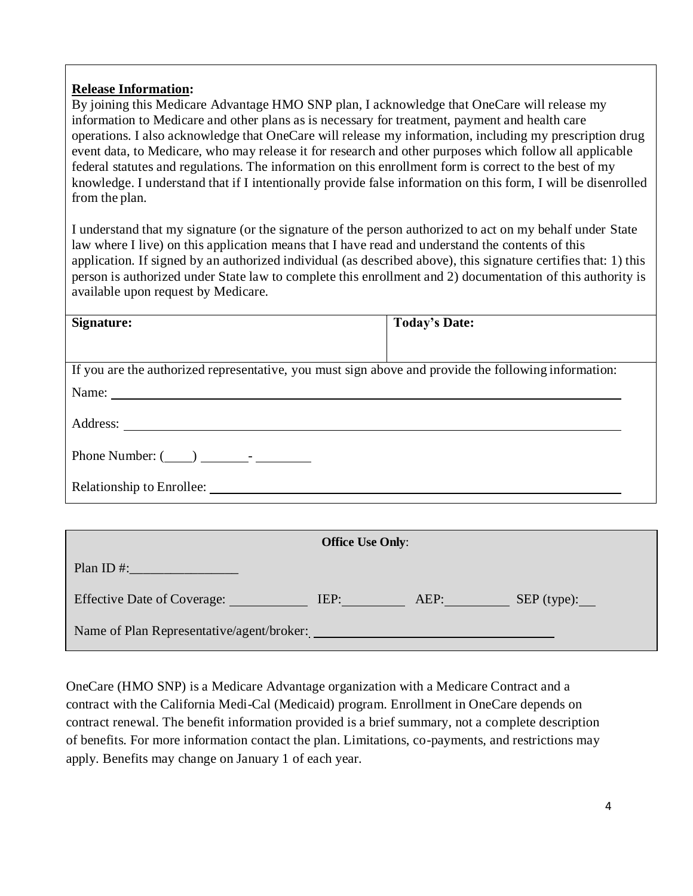**Release Information:**

By joining this Medicare Advantage HMO SNP plan, I acknowledge that OneCare will release my information to Medicare and other plans as is necessary for treatment, payment and health care operations. I also acknowledge that OneCare will release my information, including my prescription drug event data, to Medicare, who may release it for research and other purposes which follow all applicable federal statutes and regulations. The information on this enrollment form is correct to the best of my knowledge. I understand that if I intentionally provide false information on this form, I will be disenrolled from the plan.

I understand that my signature (or the signature of the person authorized to act on my behalf under State law where I live) on this application means that I have read and understand the contents of this application. If signed by an authorized individual (as described above), this signature certifies that: 1) this person is authorized under State law to complete this enrollment and 2) documentation of this authority is available upon request by Medicare.

| **Signature:** | **Today's Date:** |
| --- | --- |
| | |

If you are the authorized representative, you must sign above and provide the following information:

Name: ____________________

Address: ____________________

Phone Number: (____) _______- ________

Relationship to Enrollee: ____________________

**Office Use Only**:

Plan ID #:________________

Effective Date of Coverage: ___________ IEP:_________ AEP:_________ SEP (type):__

Name of Plan Representative/agent/broker: ____________________

OneCare (HMO SNP) is a Medicare Advantage organization with a Medicare Contract and a contract with the California Medi-Cal (Medicaid) program. Enrollment in OneCare depends on contract renewal. The benefit information provided is a brief summary, not a complete description of benefits. For more information contact the plan. Limitations, co-payments, and restrictions may apply. Benefits may change on January 1 of each year.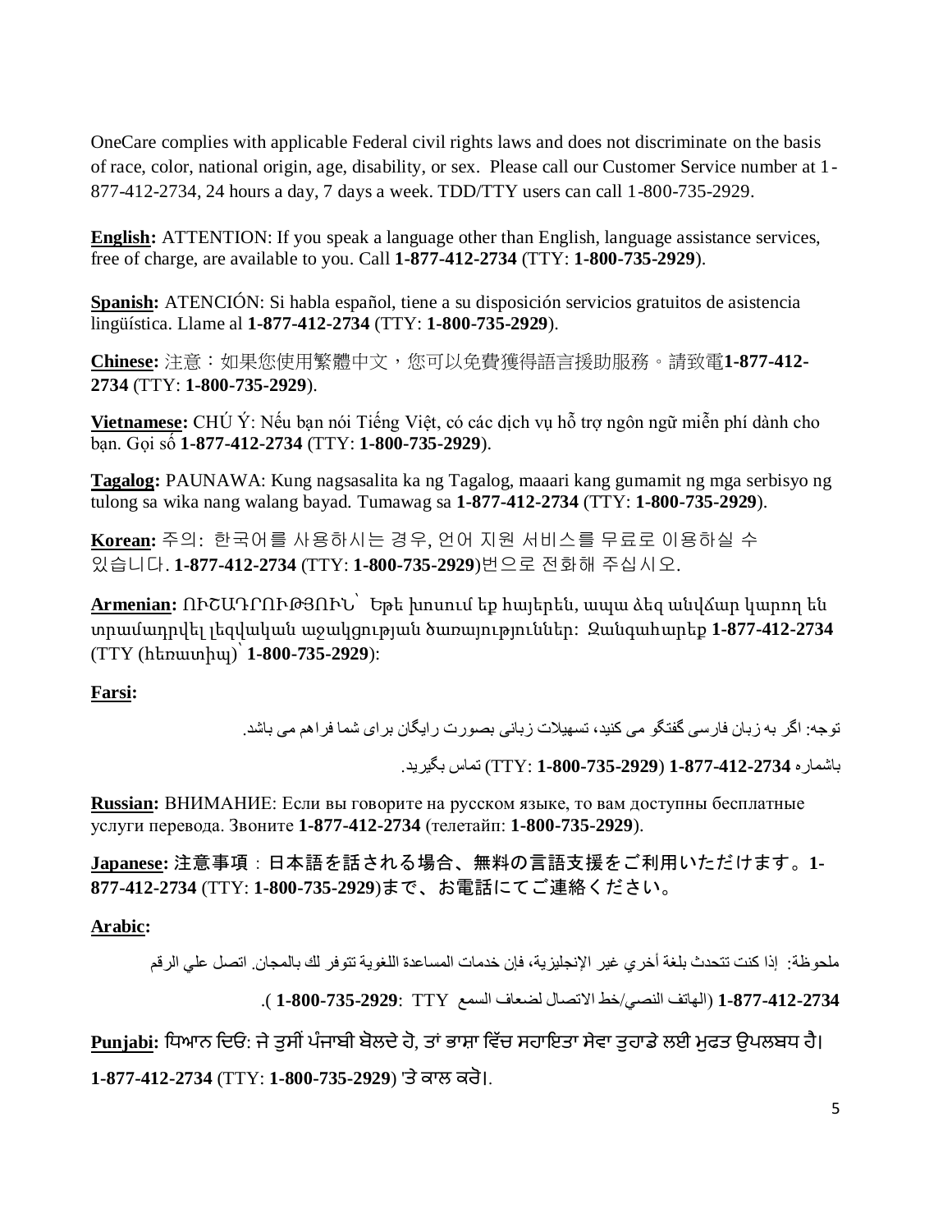OneCare complies with applicable Federal civil rights laws and does not discriminate on the basis of race, color, national origin, age, disability, or sex. Please call our Customer Service number at 1-877-412-2734, 24 hours a day, 7 days a week. TDD/TTY users can call 1-800-735-2929.

**English:** ATTENTION: If you speak a language other than English, language assistance services, free of charge, are available to you. Call **1-877-412-2734** (TTY: **1-800-735-2929**).

**Spanish:** ATENCIÓN: Si habla español, tiene a su disposición servicios gratuitos de asistencia lingüística. Llame al **1-877-412-2734** (TTY: **1-800-735-2929**).

**Chinese:** 注意：如果您使用繁體中文，您可以免費獲得語言援助服務。請致電**1-877-412-2734** (TTY: **1-800-735-2929**).

**Vietnamese:** CHÚ Ý: Nếu bạn nói Tiếng Việt, có các dịch vụ hỗ trợ ngôn ngữ miễn phí dành cho bạn. Gọi số **1-877-412-2734** (TTY: **1-800-735-2929**).

**Tagalog:** PAUNAWA: Kung nagsasalita ka ng Tagalog, maaari kang gumamit ng mga serbisyo ng tulong sa wika nang walang bayad. Tumawag sa **1-877-412-2734** (TTY: **1-800-735-2929**).

**Korean:** 주의: 한국어를 사용하시는 경우, 언어 지원 서비스를 무료로 이용하실 수 있습니다. **1-877-412-2734** (TTY: **1-800-735-2929**)번으로 전화해 주십시오.

**Armenian:** ՈՒՇԱԴՐՈՒԹՅՈՒՆ՝ Եթե խոսում եք հայերեն, ապա ձեզ անվճար կարող են տրամադրվել լեզվական աջակցության ծառայություններ: Զանգահարեք **1-877-412-2734** (TTY (հեռատիպ)՝ **1-800-735-2929**):

**Farsi:**

توجه: اگر به زبان فارسی گفتگو می کنید، تسهیلات زبانی بصورت رایگان برای شما فراهم می باشد.

باشماره **1-877-412-2734** (TTY: **1-800-735-2929**) تماس بگیرید.

**Russian:** ВНИМАНИЕ: Если вы говорите на русском языке, то вам доступны бесплатные услуги перевода. Звоните **1-877-412-2734** (телетайп: **1-800-735-2929**).

**Japanese:** 注意事項：日本語を話される場合、無料の言語支援をご利用いただけます。**1-877-412-2734** (TTY: **1-800-735-2929**)まで、お電話にてご連絡ください。

**Arabic:**

ملحوظة: إذا كنت تتحدث بلغة أخري غير الإنجليزية، فإن خدمات المساعدة اللغوية تتوفر لك بالمجان. اتصل علي الرقم

**1-877-412-2734** (الهاتف النصي/خط الاتصال لضعاف السمع TTY: **1-800-735-2929** ).

**Punjabi:** ਧਿਆਨ ਦਿਓ: ਜੇ ਤੁਸੀਂ ਪੰਜਾਬੀ ਬੋਲਦੇ ਹੋ, ਤਾਂ ਭਾਸ਼ਾ ਵਿੱਚ ਸਹਾਇਤਾ ਸੇਵਾ ਤੁਹਾਡੇ ਲਈ ਮੁਫਤ ਉਪਲਬਧ ਹੈ।

**1-877-412-2734** (TTY: **1-800-735-2929**) 'ਤੇ ਕਾਲ ਕਰੋ।.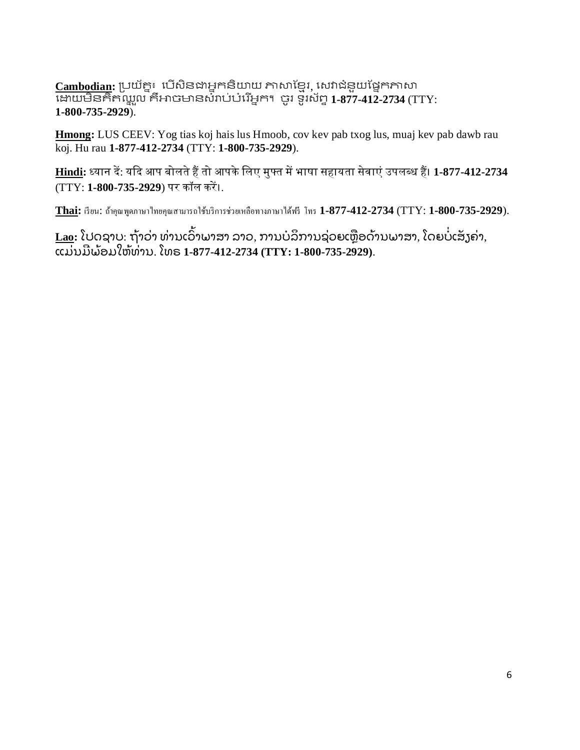**<u>Cambodian</u>:** ប្រយ័ត្ន៖ បើសិនជាអ្នកនិយាយ ភាសាខ្មែរ, សេវាជំនួយផ្នែកភាសា ដោយមិនគិតឈ្នួល គឺអាចមានសំរាប់បំរើអ្នក។ ចូរ ទូរស័ព្ទ **1-877-412-2734** (TTY: **1-800-735-2929**).

**<u>Hmong</u>:** LUS CEEV: Yog tias koj hais lus Hmoob, cov kev pab txog lus, muaj kev pab dawb rau koj. Hu rau **1-877-412-2734** (TTY: **1-800-735-2929**).

**<u>Hindi</u>:** ध्यान दें: यदि आप बोलते हैं तो आपके लिए मुफ्त में भाषा सहायता सेवाएं उपलब्ध हैं। **1-877-412-2734** (TTY: **1-800-735-2929**) पर कॉल करें।.

**<u>Thai</u>:** เรียน: ถ้าคุณพูดภาษาไทยคุณสามารถใช้บริการช่วยเหลือทางภาษาได้ฟรี โทร **1-877-412-2734** (TTY: **1-800-735-2929**).

**<u>Lao</u>:** ໂປດຊາບ: ຖ້າວ່າ ທ່ານເວົ້າພາສາ ລາວ, ການບໍລິການຊ່ວຍເຫຼືອດ້ານພາສາ, ໂດຍບໍ່ເສັຽຄ່າ, ແມ່ນມີພ້ອມໃຫ້ທ່ານ. ໂທຣ **1-877-412-2734 (TTY: 1-800-735-2929)**.